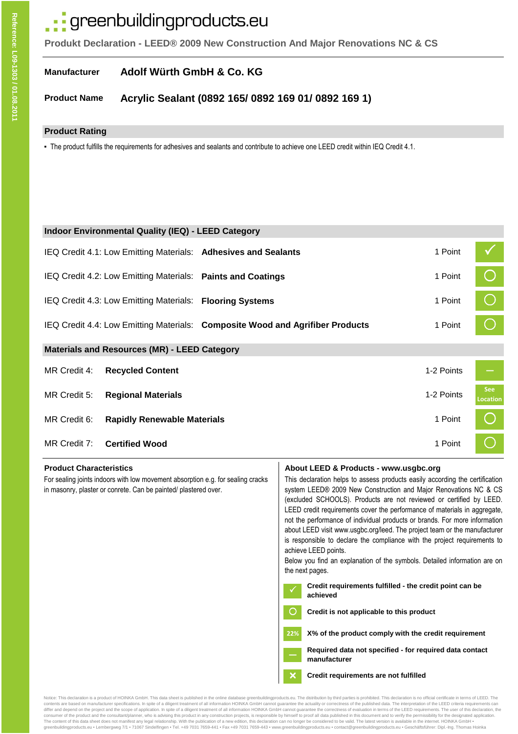# greenbuildingproducts.eu

**Produkt Declaration - LEED® 2009 New Construction And Major Renovations NC & CS**

**Manufacturer** **Adolf Würth GmbH & Co. KG**

**Product Name** **Acrylic Sealant (0892 165/ 0892 169 01/ 0892 169 1)**

## Product Rating

- The product fulfills the requirements for adhesives and sealants and contribute to achieve one LEED credit within IEQ Credit 4.1.

## Indoor Environmental Quality (IEQ) - LEED Category

| Credit | Description | Points | Status |
|---|---|---|---|
| IEQ Credit 4.1: Low Emitting Materials: | **Adhesives and Sealants** | 1 Point | ✓ |
| IEQ Credit 4.2: Low Emitting Materials: | **Paints and Coatings** | 1 Point | ○ |
| IEQ Credit 4.3: Low Emitting Materials: | **Flooring Systems** | 1 Point | ○ |
| IEQ Credit 4.4: Low Emitting Materials: | **Composite Wood and Agrifiber Products** | 1 Point | ○ |

## Materials and Resources (MR) - LEED Category

| Credit | Description | Points | Status |
|---|---|---|---|
| MR Credit 4: | **Recycled Content** | 1-2 Points | – |
| MR Credit 5: | **Regional Materials** | 1-2 Points | See Location |
| MR Credit 6: | **Rapidly Renewable Materials** | 1 Point | ○ |
| MR Credit 7: | **Certified Wood** | 1 Point | ○ |

### Product Characteristics

For sealing joints indoors with low movement absorption e.g. for sealing cracks in masonry, plaster or conrete. Can be painted/ plastered over.

### About LEED & Products - www.usgbc.org

This declaration helps to assess products easily according the certification system LEED® 2009 New Construction and Major Renovations NC & CS (excluded SCHOOLS). Products are not reviewed or certified by LEED. LEED credit requirements cover the performance of materials in aggregate, not the performance of individual products or brands. For more information about LEED visit www.usgbc.org/leed. The project team or the manufacturer is responsible to declare the compliance with the project requirements to achieve LEED points.

Below you find an explanation of the symbols. Detailed information are on the next pages.

- ✓ **Credit requirements fulfilled - the credit point can be achieved**
- ○ **Credit is not applicable to this product**
- 22% **X% of the product comply with the credit requirement**
- – **Required data not specified - for required data contact manufacturer**
- ✕ **Credit requirements are not fulfilled**

Notice: This declaration is a product of HOINKA GmbH. This data sheet is published in the online database greenbuildingproducts.eu. The distribution by third parties is prohibited. This declaration is no official certificate in terms of LEED. The contents are based on manufacturer specifications. In spite of a diligent treatment of all information HOINKA GmbH cannot guarantee the actuality or correctness of the published data. The interpretation of the LEED criteria requirements can differ and depend on the project and the scope of application. In spite of a diligent treatment of all information HOINKA GmbH cannot guarantee the correctness of evaluation in terms of the LEED requirements. The user of this declaration, the consumer of the product and the consultant/planner, who is advising this product in any construction projects, is responsible by himself to proof all data published in this document and to verify the permissibility for the designated application. The content of this data sheet does not manifest any legal relationship. With the publication of a new edition, this declaration can no longer be considered to be valid. The latest version is available in the internet. HOINKA GmbH • greenbuildingproducts.eu • Lembergweg 7/1 • 71067 Sindelfingen • Tel. +49 7031 7659-441 • Fax +49 7031 7659-443 • www.greenbuildingproducts.eu • contact@greenbuildingproducts.eu • Geschäftsführer: Dipl.-Ing. Thomas Hoinka

Reference: L09-1303 / 01.08.2011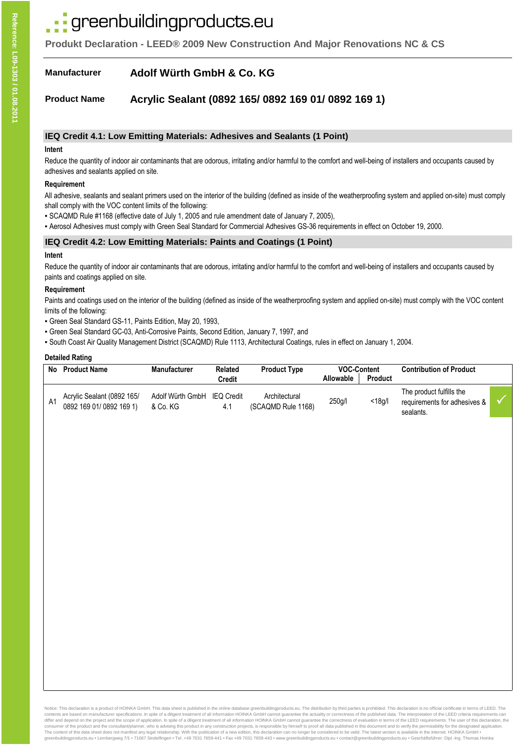# greenbuildingproducts.eu

**Produkt Declaration - LEED® 2009 New Construction And Major Renovations NC & CS**

**Manufacturer** **Adolf Würth GmbH & Co. KG**

**Product Name** **Acrylic Sealant (0892 165/ 0892 169 01/ 0892 169 1)**

## IEQ Credit 4.1: Low Emitting Materials: Adhesives and Sealants (1 Point)

**Intent**

Reduce the quantity of indoor air contaminants that are odorous, irritating and/or harmful to the comfort and well-being of installers and occupants caused by adhesives and sealants applied on site.

**Requirement**

All adhesive, sealants and sealant primers used on the interior of the building (defined as inside of the weatherproofing system and applied on-site) must comply shall comply with the VOC content limits of the following:

- SCAQMD Rule #1168 (effective date of July 1, 2005 and rule amendment date of January 7, 2005),
- Aerosol Adhesives must comply with Green Seal Standard for Commercial Adhesives GS-36 requirements in effect on October 19, 2000.

## IEQ Credit 4.2: Low Emitting Materials: Paints and Coatings (1 Point)

**Intent**

Reduce the quantity of indoor air contaminants that are odorous, irritating and/or harmful to the comfort and well-being of installers and occupants caused by paints and coatings applied on site.

**Requirement**

Paints and coatings used on the interior of the building (defined as inside of the weatherproofing system and applied on-site) must comply with the VOC content limits of the following:

- Green Seal Standard GS-11, Paints Edition, May 20, 1993,
- Green Seal Standard GC-03, Anti-Corrosive Paints, Second Edition, January 7, 1997, and
- South Coast Air Quality Management District (SCAQMD) Rule 1113, Architectural Coatings, rules in effect on January 1, 2004.

**Detailed Rating**

| No | Product Name | Manufacturer | Related Credit | Product Type | VOC-Content | | Contribution of Product | |
|---|---|---|---|---|---|---|---|---|
| | | | | | Allowable | Product | | |
| A1 | Acrylic Sealant (0892 165/ 0892 169 01/ 0892 169 1) | Adolf Würth GmbH & Co. KG | IEQ Credit 4.1 | Architectural (SCAQMD Rule 1168) | 250g/l | <18g/l | The product fulfills the requirements for adhesives & sealants. | ✓ |

Notice: This declaration is a product of HOINKA GmbH. This data sheet is published in the online database greenbuildingproducts.eu. The distribution by third parties is prohibited. This declaration is no official certificate in terms of LEED. The contents are based on manufacturer specifications. In spite of a diligent treatment of all information HOINKA GmbH cannot guarantee the actuality or correctness of the published data. The interpretation of the LEED criteria requirements can differ and depend on the project and the scope of application. In spite of a diligent treatment of all information HOINKA GmbH cannot guarantee the correctness of evaluation in terms of the LEED requirements. The user of this declaration, the consumer of the product and the consultant/planner, who is advising this product in any construction projects, is responsible by himself to proof all data published in this document and to verify the permissibility for the designated application. The content of this data sheet does not manifest any legal relationship. With the publication of a new edition, this declaration can no longer be considered to be valid. The latest version is available in the internet. HOINKA GmbH • greenbuildingproducts.eu • Lembergweg 7/1 • 71067 Sindelfingen • Tel. +49 7031 7659-441 • Fax +49 7031 7659-443 • www.greenbuildingproducts.eu • contact@greenbuildingproducts.eu • Geschäftsführer: Dipl.-Ing. Thomas Hoinka

Reference: L09-1303 / 01.08.2011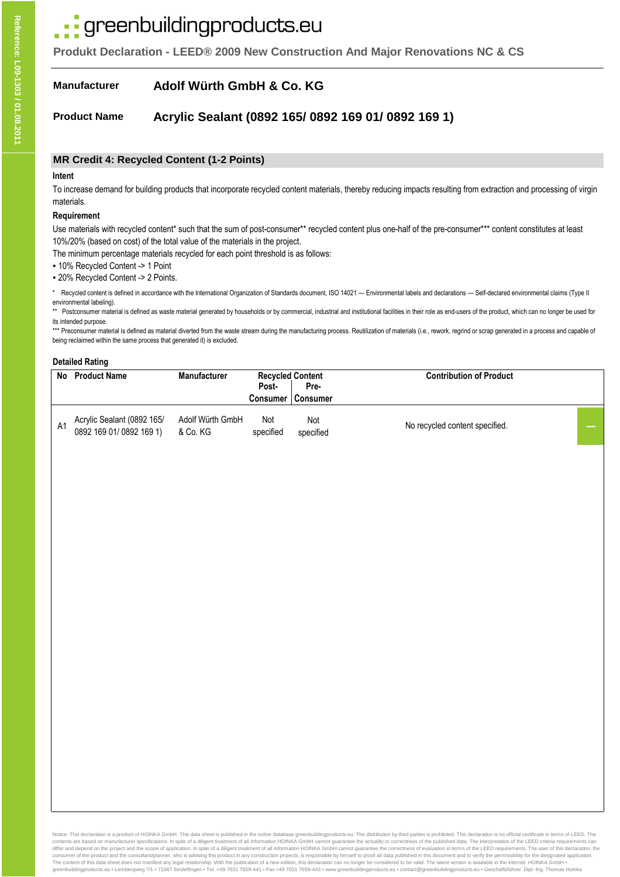# greenbuildingproducts.eu

**Produkt Declaration - LEED® 2009 New Construction And Major Renovations NC & CS**

**Manufacturer** **Adolf Würth GmbH & Co. KG**

**Product Name** **Acrylic Sealant (0892 165/ 0892 169 01/ 0892 169 1)**

## MR Credit 4: Recycled Content (1-2 Points)

### Intent

To increase demand for building products that incorporate recycled content materials, thereby reducing impacts resulting from extraction and processing of virgin materials.

### Requirement

Use materials with recycled content* such that the sum of post-consumer** recycled content plus one-half of the pre-consumer*** content constitutes at least 10%/20% (based on cost) of the total value of the materials in the project.

The minimum percentage materials recycled for each point threshold is as follows:

- 10% Recycled Content -> 1 Point
- 20% Recycled Content -> 2 Points.

\* Recycled content is defined in accordance with the International Organization of Standards document, ISO 14021 — Environmental labels and declarations — Self-declared environmental claims (Type II environmental labeling).

** Postconsumer material is defined as waste material generated by households or by commercial, industrial and institutional facilities in their role as end-users of the product, which can no longer be used for its intended purpose.

*** Preconsumer material is defined as material diverted from the waste stream during the manufacturing process. Reutilization of materials (i.e., rework, regrind or scrap generated in a process and capable of being reclaimed within the same process that generated it) is excluded.

### Detailed Rating

| No | Product Name | Manufacturer | Recycled Content Post-Consumer | Recycled Content Pre-Consumer | Contribution of Product | |
|---|---|---|---|---|---|---|
| A1 | Acrylic Sealant (0892 165/ 0892 169 01/ 0892 169 1) | Adolf Würth GmbH & Co. KG | Not specified | Not specified | No recycled content specified. | – |

Notice: This declaration is a product of HOINKA GmbH. This data sheet is published in the online database greenbuildingproducts.eu. The distribution by third parties is prohibited. This declaration is no official certificate in terms of LEED. The contents are based on manufacturer specifications. In spite of a diligent treatment of all information HOINKA GmbH cannot guarantee the actuality or correctness of the published data. The interpretation of the LEED criteria requirements can differ and depend on the project and the scope of application. In spite of a diligent treatment of all information HOINKA GmbH cannot guarantee the correctness of evaluation in terms of the LEED requirements. The user of this declaration, the consumer of the product and the consultant/planner, who is advising this product in any construction projects, is responsible by himself to proof all data published in this document and to verify the permissibility for the designated application. The content of this data sheet does not manifest any legal relationship. With the publication of a new edition, this declaration can no longer be considered to be valid. The latest version is available in the internet. HOINKA GmbH • greenbuildingproducts.eu • Lembergweg 7/1 • 71067 Sindelfingen • Tel. +49 7031 7659-441 • Fax +49 7031 7659-443 • www.greenbuildingproducts.eu • contact@greenbuildingproducts.eu • Geschäftsführer: Dipl.-Ing. Thomas Hoinka

Reference: L09-1303 / 01.08.2011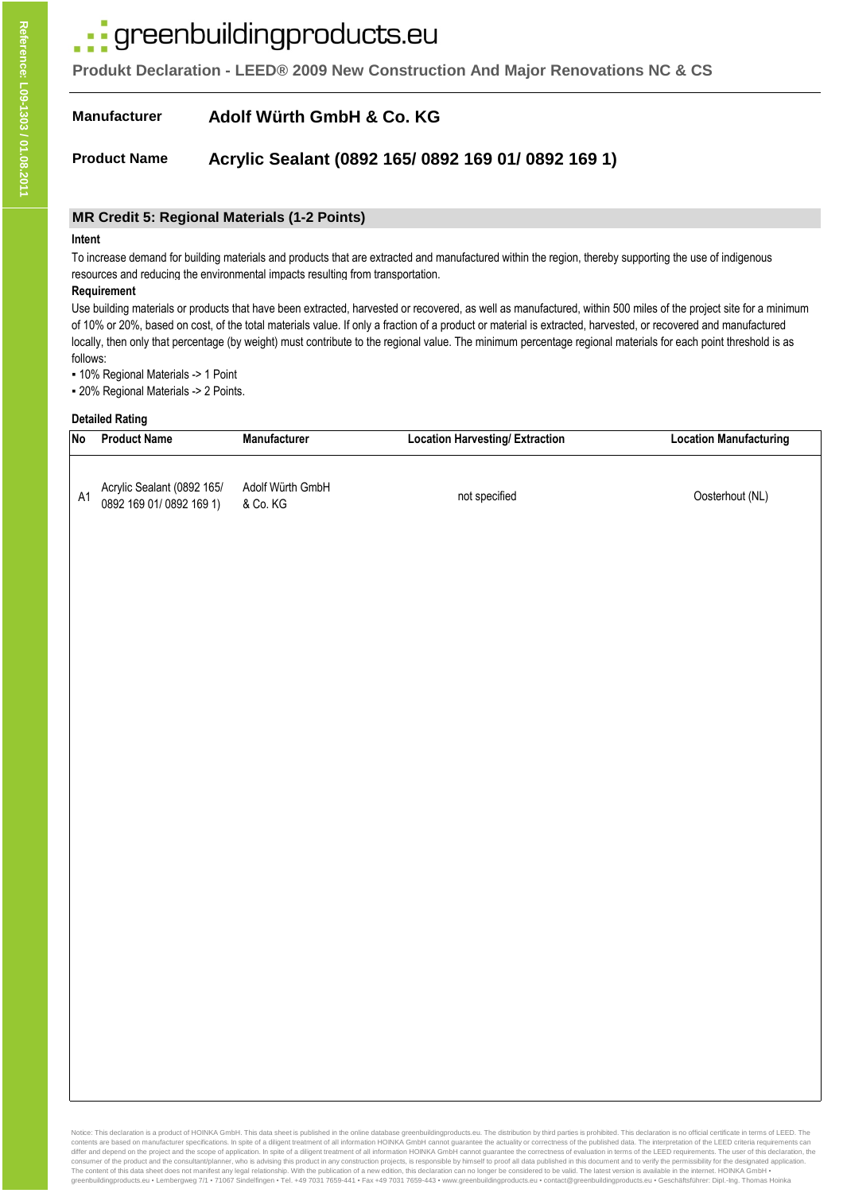# greenbuildingproducts.eu

**Produkt Declaration - LEED® 2009 New Construction And Major Renovations NC & CS**

**Manufacturer** **Adolf Würth GmbH & Co. KG**

**Product Name** **Acrylic Sealant (0892 165/ 0892 169 01/ 0892 169 1)**

## MR Credit 5: Regional Materials (1-2 Points)

**Intent**

To increase demand for building materials and products that are extracted and manufactured within the region, thereby supporting the use of indigenous resources and reducing the environmental impacts resulting from transportation.

**Requirement**

Use building materials or products that have been extracted, harvested or recovered, as well as manufactured, within 500 miles of the project site for a minimum of 10% or 20%, based on cost, of the total materials value. If only a fraction of a product or material is extracted, harvested, or recovered and manufactured locally, then only that percentage (by weight) must contribute to the regional value. The minimum percentage regional materials for each point threshold is as follows:

- 10% Regional Materials -> 1 Point
- 20% Regional Materials -> 2 Points.

**Detailed Rating**

| No | Product Name | Manufacturer | Location Harvesting/ Extraction | Location Manufacturing |
|---|---|---|---|---|
| A1 | Acrylic Sealant (0892 165/ 0892 169 01/ 0892 169 1) | Adolf Würth GmbH & Co. KG | not specified | Oosterhout (NL) |

Notice: This declaration is a product of HOINKA GmbH. This data sheet is published in the online database greenbuildingproducts.eu. The distribution by third parties is prohibited. This declaration is no official certificate in terms of LEED. The contents are based on manufacturer specifications. In spite of a diligent treatment of all information HOINKA GmbH cannot guarantee the actuality or correctness of the published data. The interpretation of the LEED criteria requirements can differ and depend on the project and the scope of application. In spite of a diligent treatment of all information HOINKA GmbH cannot guarantee the correctness of evaluation in terms of the LEED requirements. The user of this declaration, the consumer of the product and the consultant/planner, who is advising this product in any construction projects, is responsible by himself to proof all data published in this document and to verify the permissibility for the designated application. The content of this data sheet does not manifest any legal relationship. With the publication of a new edition, this declaration can no longer be considered to be valid. The latest version is available in the internet. HOINKA GmbH • greenbuildingproducts.eu • Lembergweg 7/1 • 71067 Sindelfingen • Tel. +49 7031 7659-441 • Fax +49 7031 7659-443 • www.greenbuildingproducts.eu • contact@greenbuildingproducts.eu • Geschäftsführer: Dipl.-Ing. Thomas Hoinka